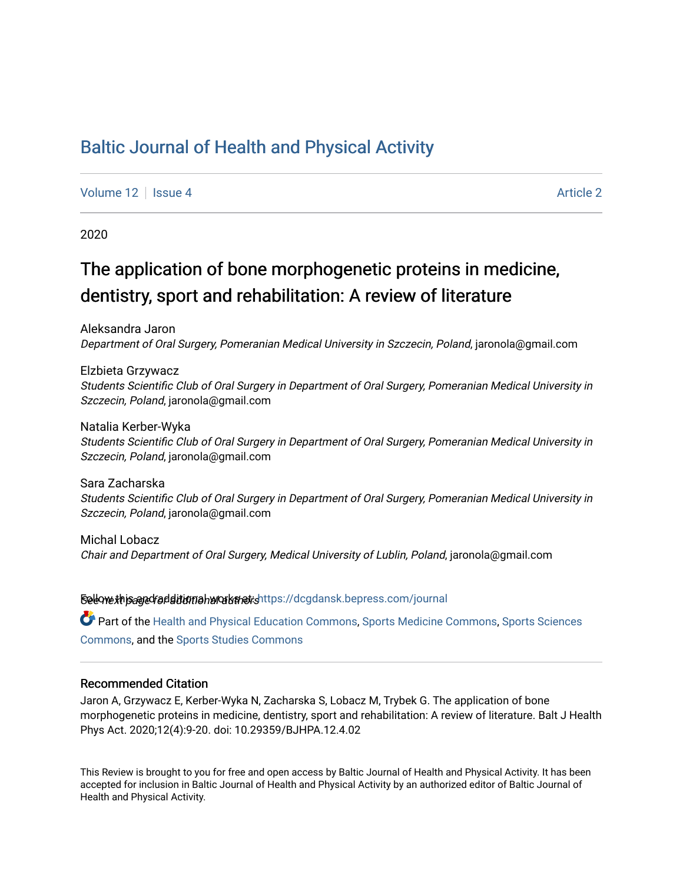# Baltic Journal of Health and Physical Activity

Volume 12 | Issue 4 | Article 2

2020

## The application of bone morphogenetic proteins in medicine, dentistry, sport and rehabilitation: A review of literature

Aleksandra Jaron
*Department of Oral Surgery, Pomeranian Medical University in Szczecin, Poland*, jaronola@gmail.com

Elzbieta Grzywacz
*Students Scientific Club of Oral Surgery in Department of Oral Surgery, Pomeranian Medical University in Szczecin, Poland*, jaronola@gmail.com

Natalia Kerber-Wyka
*Students Scientific Club of Oral Surgery in Department of Oral Surgery, Pomeranian Medical University in Szczecin, Poland*, jaronola@gmail.com

Sara Zacharska
*Students Scientific Club of Oral Surgery in Department of Oral Surgery, Pomeranian Medical University in Szczecin, Poland*, jaronola@gmail.com

Michal Lobacz
*Chair and Department of Oral Surgery, Medical University of Lublin, Poland*, jaronola@gmail.com

*See next page for additional authors*

Follow this and additional works at: https://dcgdansk.bepress.com/journal

Part of the Health and Physical Education Commons, Sports Medicine Commons, Sports Sciences Commons, and the Sports Studies Commons

### Recommended Citation

Jaron A, Grzywacz E, Kerber-Wyka N, Zacharska S, Lobacz M, Trybek G. The application of bone morphogenetic proteins in medicine, dentistry, sport and rehabilitation: A review of literature. Balt J Health Phys Act. 2020;12(4):9-20. doi: 10.29359/BJHPA.12.4.02

This Review is brought to you for free and open access by Baltic Journal of Health and Physical Activity. It has been accepted for inclusion in Baltic Journal of Health and Physical Activity by an authorized editor of Baltic Journal of Health and Physical Activity.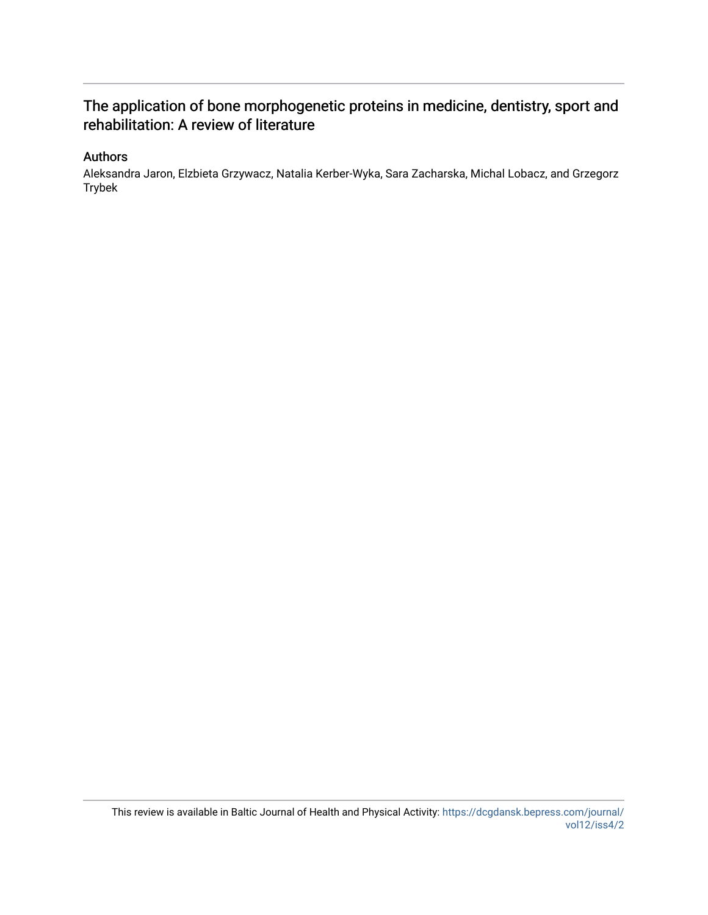# The application of bone morphogenetic proteins in medicine, dentistry, sport and rehabilitation: A review of literature

## Authors

Aleksandra Jaron, Elzbieta Grzywacz, Natalia Kerber-Wyka, Sara Zacharska, Michal Lobacz, and Grzegorz Trybek

This review is available in Baltic Journal of Health and Physical Activity: https://dcgdansk.bepress.com/journal/vol12/iss4/2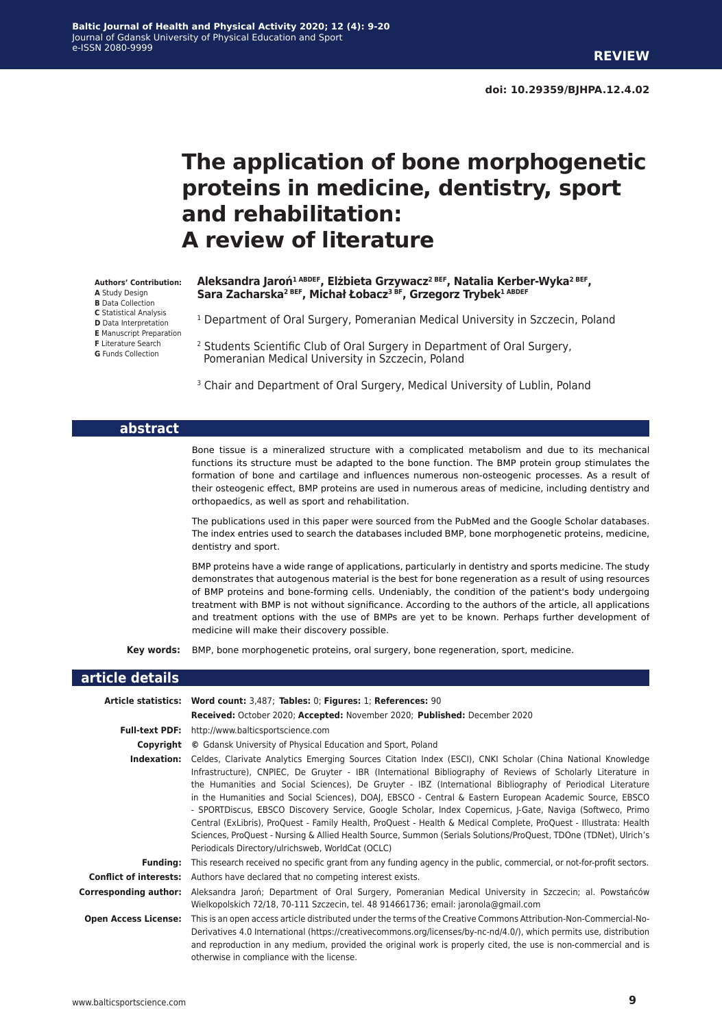# The application of bone morphogenetic proteins in medicine, dentistry, sport and rehabilitation: A review of literature

**Authors' Contribution:**
**A** Study Design
**B** Data Collection
**C** Statistical Analysis
**D** Data Interpretation
**E** Manuscript Preparation
**F** Literature Search
**G** Funds Collection

**Aleksandra Jaroń[1 ABDEF], Elżbieta Grzywacz[2 BEF], Natalia Kerber-Wyka[2 BEF], Sara Zacharska[2 BEF], Michał Łobacz[3 BF], Grzegorz Trybek[1 ABDEF]**

[1] Department of Oral Surgery, Pomeranian Medical University in Szczecin, Poland

[2] Students Scientific Club of Oral Surgery in Department of Oral Surgery, Pomeranian Medical University in Szczecin, Poland

[3] Chair and Department of Oral Surgery, Medical University of Lublin, Poland

## abstract

Bone tissue is a mineralized structure with a complicated metabolism and due to its mechanical functions its structure must be adapted to the bone function. The BMP protein group stimulates the formation of bone and cartilage and influences numerous non-osteogenic processes. As a result of their osteogenic effect, BMP proteins are used in numerous areas of medicine, including dentistry and orthopaedics, as well as sport and rehabilitation.

The publications used in this paper were sourced from the PubMed and the Google Scholar databases. The index entries used to search the databases included BMP, bone morphogenetic proteins, medicine, dentistry and sport.

BMP proteins have a wide range of applications, particularly in dentistry and sports medicine. The study demonstrates that autogenous material is the best for bone regeneration as a result of using resources of BMP proteins and bone-forming cells. Undeniably, the condition of the patient's body undergoing treatment with BMP is not without significance. According to the authors of the article, all applications and treatment options with the use of BMPs are yet to be known. Perhaps further development of medicine will make their discovery possible.

**Key words:** BMP, bone morphogenetic proteins, oral surgery, bone regeneration, sport, medicine.

## article details

**Article statistics:** **Word count:** 3,487; **Tables:** 0; **Figures:** 1; **References:** 90
**Received:** October 2020; **Accepted:** November 2020; **Published:** December 2020

**Full-text PDF:** http://www.balticsportscience.com

**Copyright** © Gdansk University of Physical Education and Sport, Poland

**Indexation:** Celdes, Clarivate Analytics Emerging Sources Citation Index (ESCI), CNKI Scholar (China National Knowledge Infrastructure), CNPIEC, De Gruyter - IBR (International Bibliography of Reviews of Scholarly Literature in the Humanities and Social Sciences), De Gruyter - IBZ (International Bibliography of Periodical Literature in the Humanities and Social Sciences), DOAJ, EBSCO - Central & Eastern European Academic Source, EBSCO - SPORTDiscus, EBSCO Discovery Service, Google Scholar, Index Copernicus, J-Gate, Naviga (Softweco, Primo Central (ExLibris), ProQuest - Family Health, ProQuest - Health & Medical Complete, ProQuest - Illustrata: Health Sciences, ProQuest - Nursing & Allied Health Source, Summon (Serials Solutions/ProQuest, TDOne (TDNet), Ulrich's Periodicals Directory/ulrichsweb, WorldCat (OCLC)

**Funding:** This research received no specific grant from any funding agency in the public, commercial, or not-for-profit sectors.

**Conflict of interests:** Authors have declared that no competing interest exists.

**Corresponding author:** Aleksandra Jaroń; Department of Oral Surgery, Pomeranian Medical University in Szczecin; al. Powstańców Wielkopolskich 72/18, 70-111 Szczecin, tel. 48 914661736; email: jaronola@gmail.com

**Open Access License:** This is an open access article distributed under the terms of the Creative Commons Attribution-Non-Commercial-No-Derivatives 4.0 International (https://creativecommons.org/licenses/by-nc-nd/4.0/), which permits use, distribution and reproduction in any medium, provided the original work is properly cited, the use is non-commercial and is otherwise in compliance with the license.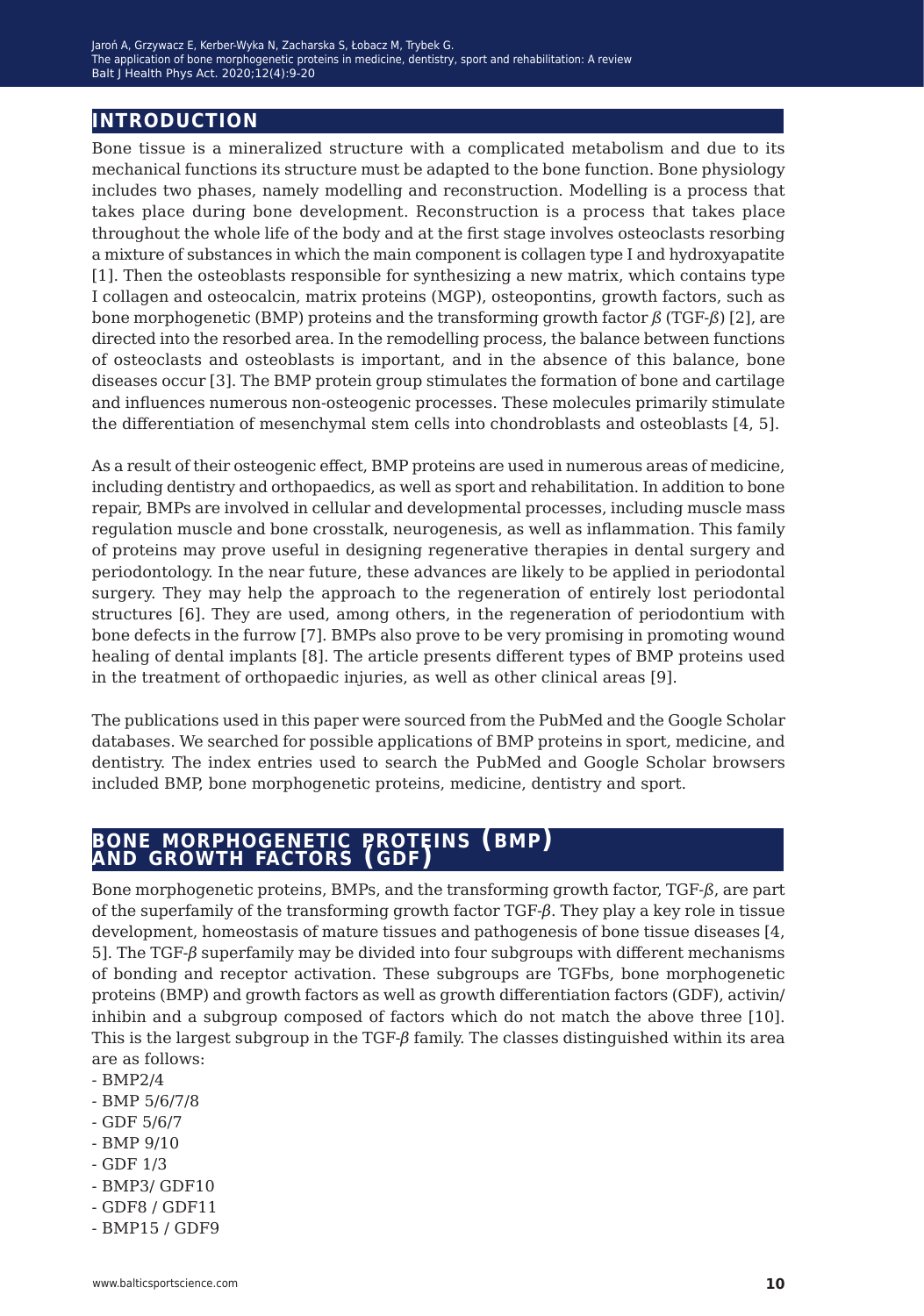## INTRODUCTION

Bone tissue is a mineralized structure with a complicated metabolism and due to its mechanical functions its structure must be adapted to the bone function. Bone physiology includes two phases, namely modelling and reconstruction. Modelling is a process that takes place during bone development. Reconstruction is a process that takes place throughout the whole life of the body and at the first stage involves osteoclasts resorbing a mixture of substances in which the main component is collagen type I and hydroxyapatite [1]. Then the osteoblasts responsible for synthesizing a new matrix, which contains type I collagen and osteocalcin, matrix proteins (MGP), osteopontins, growth factors, such as bone morphogenetic (BMP) proteins and the transforming growth factor *ß* (TGF-*ß*) [2], are directed into the resorbed area. In the remodelling process, the balance between functions of osteoclasts and osteoblasts is important, and in the absence of this balance, bone diseases occur [3]. The BMP protein group stimulates the formation of bone and cartilage and influences numerous non-osteogenic processes. These molecules primarily stimulate the differentiation of mesenchymal stem cells into chondroblasts and osteoblasts [4, 5].

As a result of their osteogenic effect, BMP proteins are used in numerous areas of medicine, including dentistry and orthopaedics, as well as sport and rehabilitation. In addition to bone repair, BMPs are involved in cellular and developmental processes, including muscle mass regulation muscle and bone crosstalk, neurogenesis, as well as inflammation. This family of proteins may prove useful in designing regenerative therapies in dental surgery and periodontology. In the near future, these advances are likely to be applied in periodontal surgery. They may help the approach to the regeneration of entirely lost periodontal structures [6]. They are used, among others, in the regeneration of periodontium with bone defects in the furrow [7]. BMPs also prove to be very promising in promoting wound healing of dental implants [8]. The article presents different types of BMP proteins used in the treatment of orthopaedic injuries, as well as other clinical areas [9].

The publications used in this paper were sourced from the PubMed and the Google Scholar databases. We searched for possible applications of BMP proteins in sport, medicine, and dentistry. The index entries used to search the PubMed and Google Scholar browsers included BMP, bone morphogenetic proteins, medicine, dentistry and sport.

## BONE MORPHOGENETIC PROTEINS (BMP) AND GROWTH FACTORS (GDF)

Bone morphogenetic proteins, BMPs, and the transforming growth factor, TGF-*ß*, are part of the superfamily of the transforming growth factor TGF-*β*. They play a key role in tissue development, homeostasis of mature tissues and pathogenesis of bone tissue diseases [4, 5]. The TGF-*β* superfamily may be divided into four subgroups with different mechanisms of bonding and receptor activation. These subgroups are TGFbs, bone morphogenetic proteins (BMP) and growth factors as well as growth differentiation factors (GDF), activin/inhibin and a subgroup composed of factors which do not match the above three [10]. This is the largest subgroup in the TGF-*β* family. The classes distinguished within its area are as follows:

- BMP2/4
- BMP 5/6/7/8
- GDF 5/6/7
- BMP 9/10
- GDF 1/3
- BMP3/ GDF10
- GDF8 / GDF11
- BMP15 / GDF9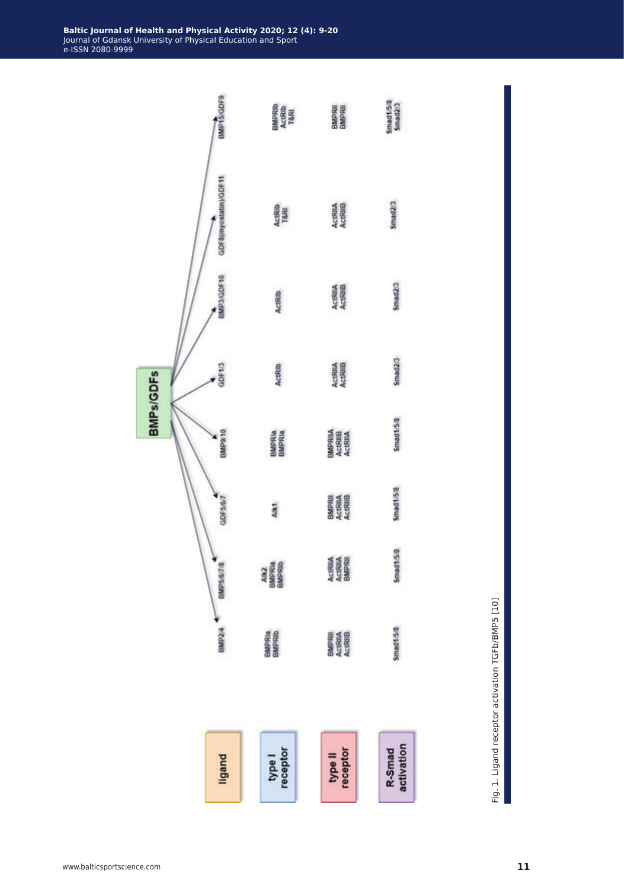BMPs/GDFs

| ligand | BMP2/4 | BMP5/6/7/8 | GDF5/6/7 | BMP9/10 | GDF1/3 | BMP3/GDF10 | GDF8(myostatin)/GDF11 | BMP15/GDF9 |
|---|---|---|---|---|---|---|---|---|
| type I receptor | BMPRIa BMPRIb | Alk2 BMPRIa BMPRIb | Alk1 | BMPRIa BMPRIa | ActRIb | ActRIb | ActRIb TβRI | BMPRIb ActRIb TβRI |
| type II receptor | BMPRII ActRIIA ActRIIB | ActRIIA ActRIIA BMPRII | BMPRII ActRIIA ActRIIB | BMPRIIA ActRIIB ActRIIA | ActRIIA ActRIIB | ActRIIA ActRIIB | ActRIIA ActRIIB | BMPRII BMPRII |
| R-Smad activation | Smad1/5/8 | Smad1/5/8 | Smad1/5/8 | Smad1/5/8 | Smad2/3 | Smad2/3 | Smad2/3 | Smad1/5/8 Smad2/3 |

Fig. 1. Ligand receptor activation TGFb/BMP5 [10]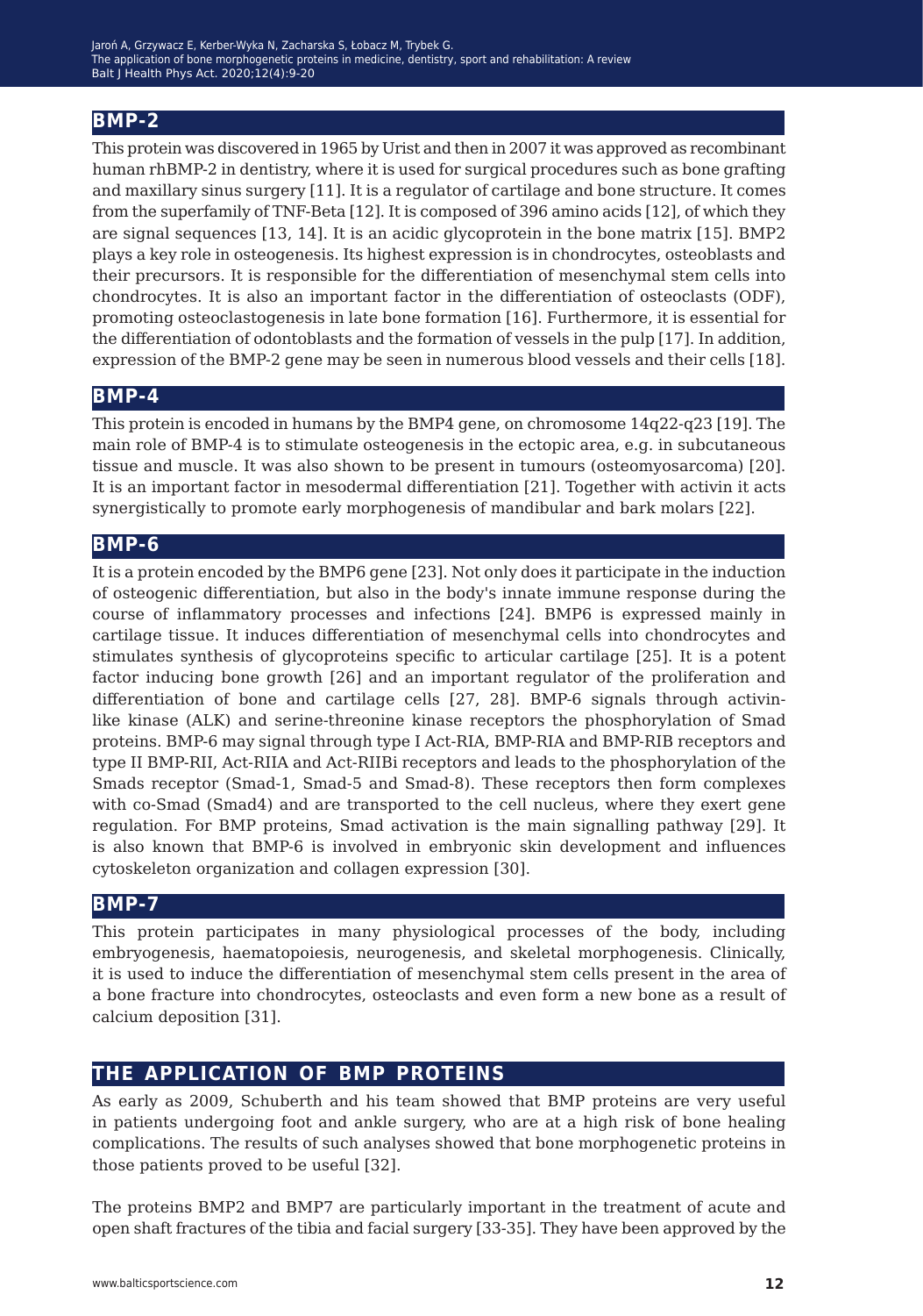## BMP-2

This protein was discovered in 1965 by Urist and then in 2007 it was approved as recombinant human rhBMP-2 in dentistry, where it is used for surgical procedures such as bone grafting and maxillary sinus surgery [11]. It is a regulator of cartilage and bone structure. It comes from the superfamily of TNF-Beta [12]. It is composed of 396 amino acids [12], of which they are signal sequences [13, 14]. It is an acidic glycoprotein in the bone matrix [15]. BMP2 plays a key role in osteogenesis. Its highest expression is in chondrocytes, osteoblasts and their precursors. It is responsible for the differentiation of mesenchymal stem cells into chondrocytes. It is also an important factor in the differentiation of osteoclasts (ODF), promoting osteoclastogenesis in late bone formation [16]. Furthermore, it is essential for the differentiation of odontoblasts and the formation of vessels in the pulp [17]. In addition, expression of the BMP-2 gene may be seen in numerous blood vessels and their cells [18].

## BMP-4

This protein is encoded in humans by the BMP4 gene, on chromosome 14q22-q23 [19]. The main role of BMP-4 is to stimulate osteogenesis in the ectopic area, e.g. in subcutaneous tissue and muscle. It was also shown to be present in tumours (osteomyosarcoma) [20]. It is an important factor in mesodermal differentiation [21]. Together with activin it acts synergistically to promote early morphogenesis of mandibular and bark molars [22].

## BMP-6

It is a protein encoded by the BMP6 gene [23]. Not only does it participate in the induction of osteogenic differentiation, but also in the body's innate immune response during the course of inflammatory processes and infections [24]. BMP6 is expressed mainly in cartilage tissue. It induces differentiation of mesenchymal cells into chondrocytes and stimulates synthesis of glycoproteins specific to articular cartilage [25]. It is a potent factor inducing bone growth [26] and an important regulator of the proliferation and differentiation of bone and cartilage cells [27, 28]. BMP-6 signals through activin-like kinase (ALK) and serine-threonine kinase receptors the phosphorylation of Smad proteins. BMP-6 may signal through type I Act-RIA, BMP-RIA and BMP-RIB receptors and type II BMP-RII, Act-RIIA and Act-RIIBi receptors and leads to the phosphorylation of the Smads receptor (Smad-1, Smad-5 and Smad-8). These receptors then form complexes with co-Smad (Smad4) and are transported to the cell nucleus, where they exert gene regulation. For BMP proteins, Smad activation is the main signalling pathway [29]. It is also known that BMP-6 is involved in embryonic skin development and influences cytoskeleton organization and collagen expression [30].

## BMP-7

This protein participates in many physiological processes of the body, including embryogenesis, haematopoiesis, neurogenesis, and skeletal morphogenesis. Clinically, it is used to induce the differentiation of mesenchymal stem cells present in the area of a bone fracture into chondrocytes, osteoclasts and even form a new bone as a result of calcium deposition [31].

## THE APPLICATION OF BMP PROTEINS

As early as 2009, Schuberth and his team showed that BMP proteins are very useful in patients undergoing foot and ankle surgery, who are at a high risk of bone healing complications. The results of such analyses showed that bone morphogenetic proteins in those patients proved to be useful [32].

The proteins BMP2 and BMP7 are particularly important in the treatment of acute and open shaft fractures of the tibia and facial surgery [33-35]. They have been approved by the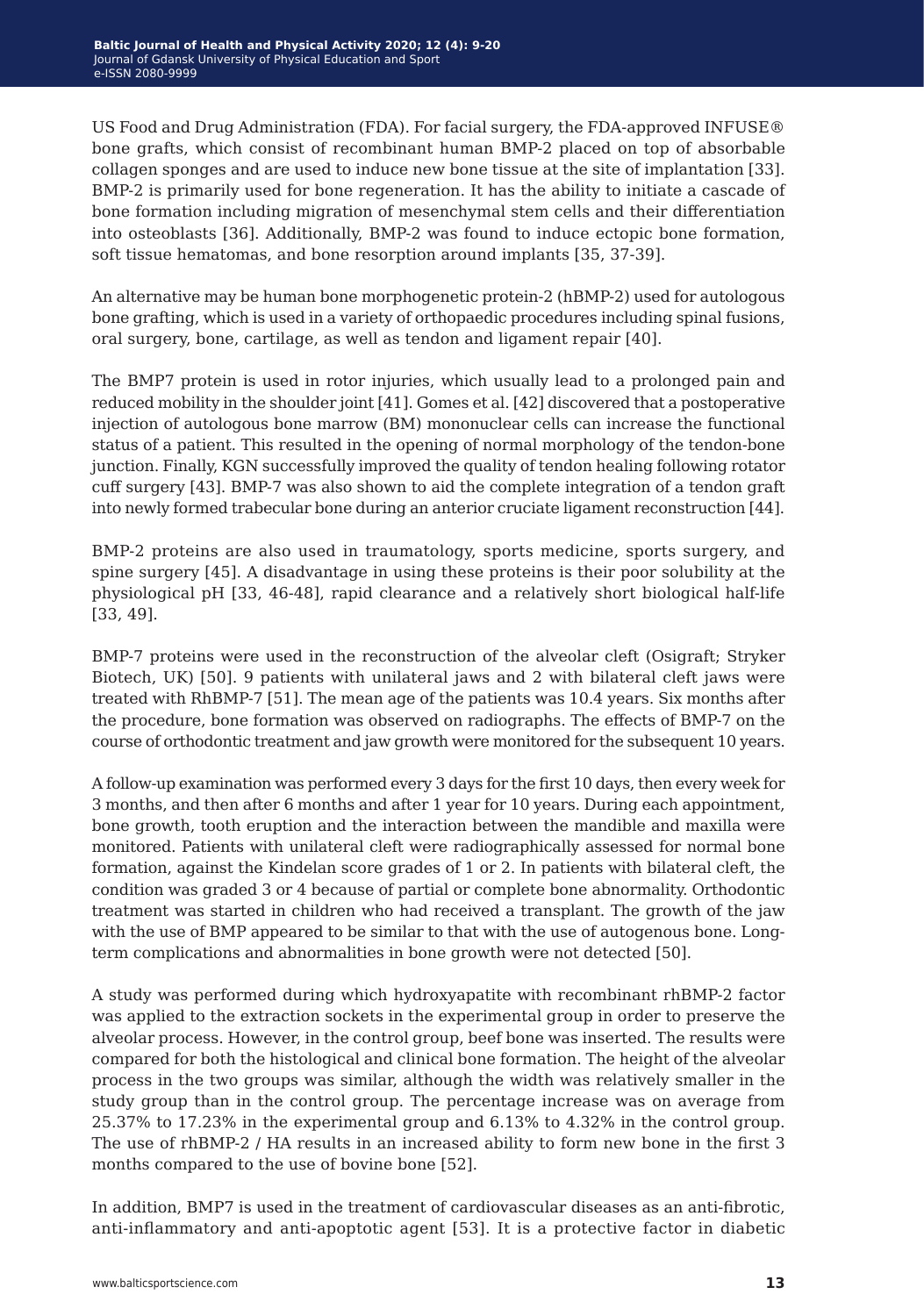US Food and Drug Administration (FDA). For facial surgery, the FDA-approved INFUSE® bone grafts, which consist of recombinant human BMP-2 placed on top of absorbable collagen sponges and are used to induce new bone tissue at the site of implantation [33]. BMP-2 is primarily used for bone regeneration. It has the ability to initiate a cascade of bone formation including migration of mesenchymal stem cells and their differentiation into osteoblasts [36]. Additionally, BMP-2 was found to induce ectopic bone formation, soft tissue hematomas, and bone resorption around implants [35, 37-39].

An alternative may be human bone morphogenetic protein-2 (hBMP-2) used for autologous bone grafting, which is used in a variety of orthopaedic procedures including spinal fusions, oral surgery, bone, cartilage, as well as tendon and ligament repair [40].

The BMP7 protein is used in rotor injuries, which usually lead to a prolonged pain and reduced mobility in the shoulder joint [41]. Gomes et al. [42] discovered that a postoperative injection of autologous bone marrow (BM) mononuclear cells can increase the functional status of a patient. This resulted in the opening of normal morphology of the tendon-bone junction. Finally, KGN successfully improved the quality of tendon healing following rotator cuff surgery [43]. BMP-7 was also shown to aid the complete integration of a tendon graft into newly formed trabecular bone during an anterior cruciate ligament reconstruction [44].

BMP-2 proteins are also used in traumatology, sports medicine, sports surgery, and spine surgery [45]. A disadvantage in using these proteins is their poor solubility at the physiological pH [33, 46-48], rapid clearance and a relatively short biological half-life [33, 49].

BMP-7 proteins were used in the reconstruction of the alveolar cleft (Osigraft; Stryker Biotech, UK) [50]. 9 patients with unilateral jaws and 2 with bilateral cleft jaws were treated with RhBMP-7 [51]. The mean age of the patients was 10.4 years. Six months after the procedure, bone formation was observed on radiographs. The effects of BMP-7 on the course of orthodontic treatment and jaw growth were monitored for the subsequent 10 years.

A follow-up examination was performed every 3 days for the first 10 days, then every week for 3 months, and then after 6 months and after 1 year for 10 years. During each appointment, bone growth, tooth eruption and the interaction between the mandible and maxilla were monitored. Patients with unilateral cleft were radiographically assessed for normal bone formation, against the Kindelan score grades of 1 or 2. In patients with bilateral cleft, the condition was graded 3 or 4 because of partial or complete bone abnormality. Orthodontic treatment was started in children who had received a transplant. The growth of the jaw with the use of BMP appeared to be similar to that with the use of autogenous bone. Long-term complications and abnormalities in bone growth were not detected [50].

A study was performed during which hydroxyapatite with recombinant rhBMP-2 factor was applied to the extraction sockets in the experimental group in order to preserve the alveolar process. However, in the control group, beef bone was inserted. The results were compared for both the histological and clinical bone formation. The height of the alveolar process in the two groups was similar, although the width was relatively smaller in the study group than in the control group. The percentage increase was on average from 25.37% to 17.23% in the experimental group and 6.13% to 4.32% in the control group. The use of rhBMP-2 / HA results in an increased ability to form new bone in the first 3 months compared to the use of bovine bone [52].

In addition, BMP7 is used in the treatment of cardiovascular diseases as an anti-fibrotic, anti-inflammatory and anti-apoptotic agent [53]. It is a protective factor in diabetic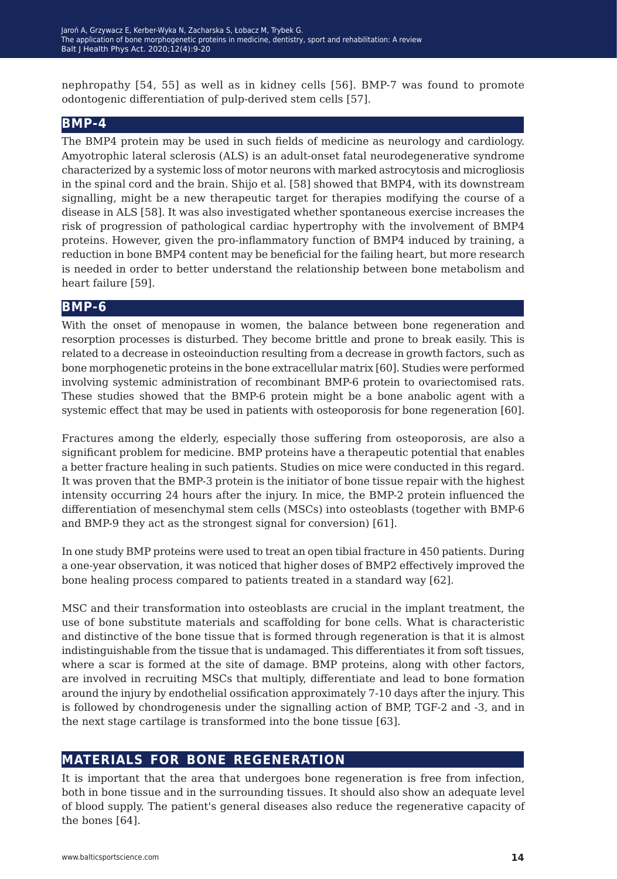nephropathy [54, 55] as well as in kidney cells [56]. BMP-7 was found to promote odontogenic differentiation of pulp-derived stem cells [57].

## BMP-4

The BMP4 protein may be used in such fields of medicine as neurology and cardiology. Amyotrophic lateral sclerosis (ALS) is an adult-onset fatal neurodegenerative syndrome characterized by a systemic loss of motor neurons with marked astrocytosis and microgliosis in the spinal cord and the brain. Shijo et al. [58] showed that BMP4, with its downstream signalling, might be a new therapeutic target for therapies modifying the course of a disease in ALS [58]. It was also investigated whether spontaneous exercise increases the risk of progression of pathological cardiac hypertrophy with the involvement of BMP4 proteins. However, given the pro-inflammatory function of BMP4 induced by training, a reduction in bone BMP4 content may be beneficial for the failing heart, but more research is needed in order to better understand the relationship between bone metabolism and heart failure [59].

## BMP-6

With the onset of menopause in women, the balance between bone regeneration and resorption processes is disturbed. They become brittle and prone to break easily. This is related to a decrease in osteoinduction resulting from a decrease in growth factors, such as bone morphogenetic proteins in the bone extracellular matrix [60]. Studies were performed involving systemic administration of recombinant BMP-6 protein to ovariectomised rats. These studies showed that the BMP-6 protein might be a bone anabolic agent with a systemic effect that may be used in patients with osteoporosis for bone regeneration [60].

Fractures among the elderly, especially those suffering from osteoporosis, are also a significant problem for medicine. BMP proteins have a therapeutic potential that enables a better fracture healing in such patients. Studies on mice were conducted in this regard. It was proven that the BMP-3 protein is the initiator of bone tissue repair with the highest intensity occurring 24 hours after the injury. In mice, the BMP-2 protein influenced the differentiation of mesenchymal stem cells (MSCs) into osteoblasts (together with BMP-6 and BMP-9 they act as the strongest signal for conversion) [61].

In one study BMP proteins were used to treat an open tibial fracture in 450 patients. During a one-year observation, it was noticed that higher doses of BMP2 effectively improved the bone healing process compared to patients treated in a standard way [62].

MSC and their transformation into osteoblasts are crucial in the implant treatment, the use of bone substitute materials and scaffolding for bone cells. What is characteristic and distinctive of the bone tissue that is formed through regeneration is that it is almost indistinguishable from the tissue that is undamaged. This differentiates it from soft tissues, where a scar is formed at the site of damage. BMP proteins, along with other factors, are involved in recruiting MSCs that multiply, differentiate and lead to bone formation around the injury by endothelial ossification approximately 7-10 days after the injury. This is followed by chondrogenesis under the signalling action of BMP, TGF-2 and -3, and in the next stage cartilage is transformed into the bone tissue [63].

## MATERIALS FOR BONE REGENERATION

It is important that the area that undergoes bone regeneration is free from infection, both in bone tissue and in the surrounding tissues. It should also show an adequate level of blood supply. The patient's general diseases also reduce the regenerative capacity of the bones [64].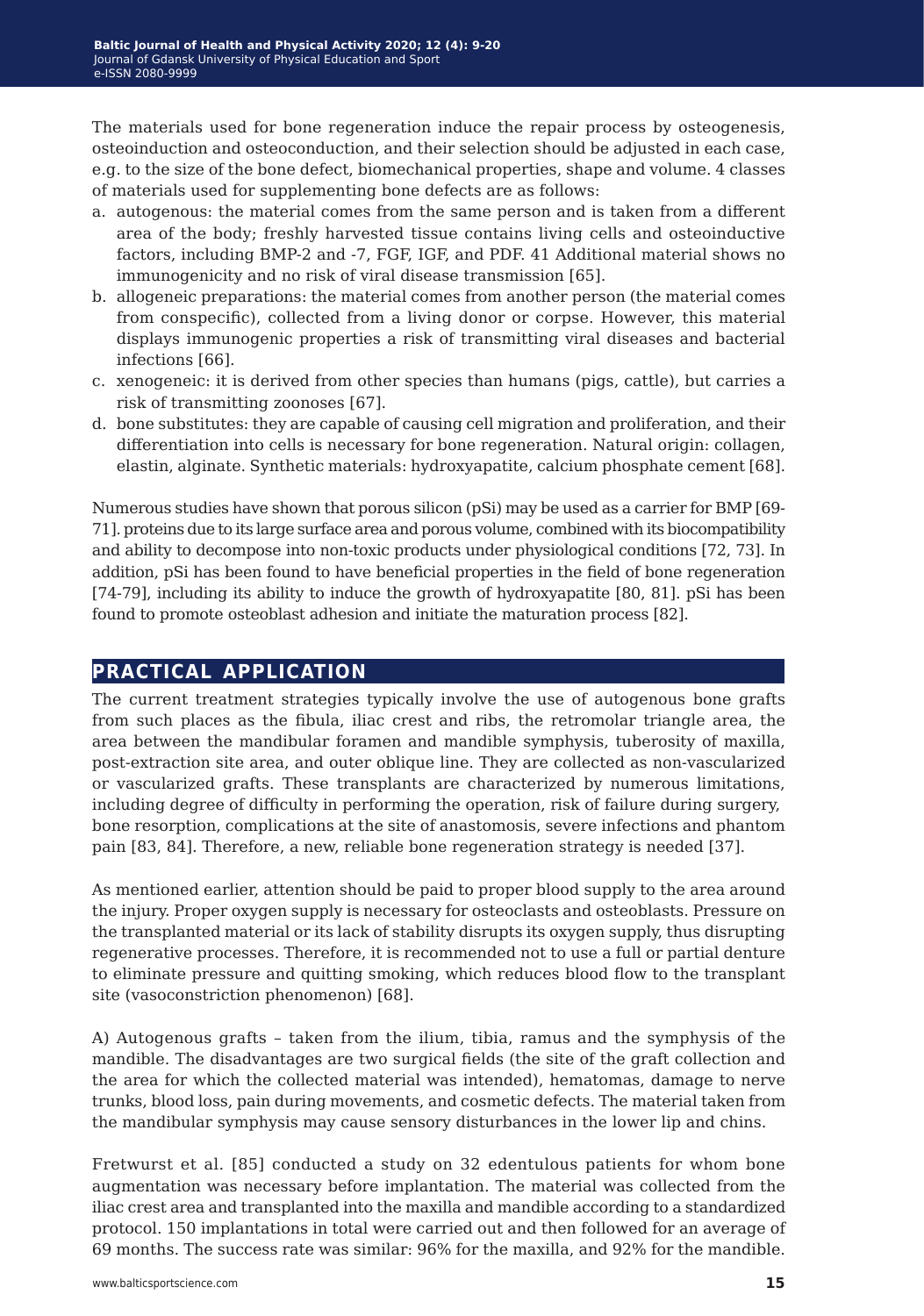The materials used for bone regeneration induce the repair process by osteogenesis, osteoinduction and osteoconduction, and their selection should be adjusted in each case, e.g. to the size of the bone defect, biomechanical properties, shape and volume. 4 classes of materials used for supplementing bone defects are as follows:

a. autogenous: the material comes from the same person and is taken from a different area of the body; freshly harvested tissue contains living cells and osteoinductive factors, including BMP-2 and -7, FGF, IGF, and PDF. 41 Additional material shows no immunogenicity and no risk of viral disease transmission [65].
b. allogeneic preparations: the material comes from another person (the material comes from conspecific), collected from a living donor or corpse. However, this material displays immunogenic properties a risk of transmitting viral diseases and bacterial infections [66].
c. xenogeneic: it is derived from other species than humans (pigs, cattle), but carries a risk of transmitting zoonoses [67].
d. bone substitutes: they are capable of causing cell migration and proliferation, and their differentiation into cells is necessary for bone regeneration. Natural origin: collagen, elastin, alginate. Synthetic materials: hydroxyapatite, calcium phosphate cement [68].

Numerous studies have shown that porous silicon (pSi) may be used as a carrier for BMP [69-71]. proteins due to its large surface area and porous volume, combined with its biocompatibility and ability to decompose into non-toxic products under physiological conditions [72, 73]. In addition, pSi has been found to have beneficial properties in the field of bone regeneration [74-79], including its ability to induce the growth of hydroxyapatite [80, 81]. pSi has been found to promote osteoblast adhesion and initiate the maturation process [82].

## PRACTICAL APPLICATION

The current treatment strategies typically involve the use of autogenous bone grafts from such places as the fibula, iliac crest and ribs, the retromolar triangle area, the area between the mandibular foramen and mandible symphysis, tuberosity of maxilla, post-extraction site area, and outer oblique line. They are collected as non-vascularized or vascularized grafts. These transplants are characterized by numerous limitations, including degree of difficulty in performing the operation, risk of failure during surgery, bone resorption, complications at the site of anastomosis, severe infections and phantom pain [83, 84]. Therefore, a new, reliable bone regeneration strategy is needed [37].

As mentioned earlier, attention should be paid to proper blood supply to the area around the injury. Proper oxygen supply is necessary for osteoclasts and osteoblasts. Pressure on the transplanted material or its lack of stability disrupts its oxygen supply, thus disrupting regenerative processes. Therefore, it is recommended not to use a full or partial denture to eliminate pressure and quitting smoking, which reduces blood flow to the transplant site (vasoconstriction phenomenon) [68].

A) Autogenous grafts – taken from the ilium, tibia, ramus and the symphysis of the mandible. The disadvantages are two surgical fields (the site of the graft collection and the area for which the collected material was intended), hematomas, damage to nerve trunks, blood loss, pain during movements, and cosmetic defects. The material taken from the mandibular symphysis may cause sensory disturbances in the lower lip and chins.

Fretwurst et al. [85] conducted a study on 32 edentulous patients for whom bone augmentation was necessary before implantation. The material was collected from the iliac crest area and transplanted into the maxilla and mandible according to a standardized protocol. 150 implantations in total were carried out and then followed for an average of 69 months. The success rate was similar: 96% for the maxilla, and 92% for the mandible.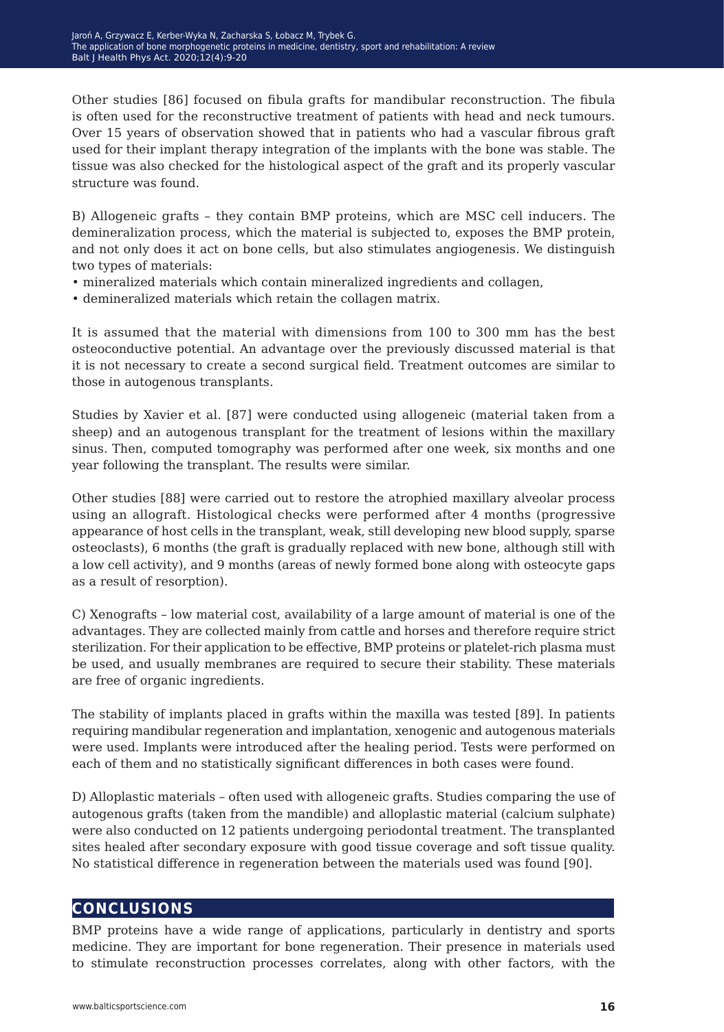Other studies [86] focused on fibula grafts for mandibular reconstruction. The fibula is often used for the reconstructive treatment of patients with head and neck tumours. Over 15 years of observation showed that in patients who had a vascular fibrous graft used for their implant therapy integration of the implants with the bone was stable. The tissue was also checked for the histological aspect of the graft and its properly vascular structure was found.

B) Allogeneic grafts – they contain BMP proteins, which are MSC cell inducers. The demineralization process, which the material is subjected to, exposes the BMP protein, and not only does it act on bone cells, but also stimulates angiogenesis. We distinguish two types of materials:

- mineralized materials which contain mineralized ingredients and collagen,
- demineralized materials which retain the collagen matrix.

It is assumed that the material with dimensions from 100 to 300 mm has the best osteoconductive potential. An advantage over the previously discussed material is that it is not necessary to create a second surgical field. Treatment outcomes are similar to those in autogenous transplants.

Studies by Xavier et al. [87] were conducted using allogeneic (material taken from a sheep) and an autogenous transplant for the treatment of lesions within the maxillary sinus. Then, computed tomography was performed after one week, six months and one year following the transplant. The results were similar.

Other studies [88] were carried out to restore the atrophied maxillary alveolar process using an allograft. Histological checks were performed after 4 months (progressive appearance of host cells in the transplant, weak, still developing new blood supply, sparse osteoclasts), 6 months (the graft is gradually replaced with new bone, although still with a low cell activity), and 9 months (areas of newly formed bone along with osteocyte gaps as a result of resorption).

C) Xenografts – low material cost, availability of a large amount of material is one of the advantages. They are collected mainly from cattle and horses and therefore require strict sterilization. For their application to be effective, BMP proteins or platelet-rich plasma must be used, and usually membranes are required to secure their stability. These materials are free of organic ingredients.

The stability of implants placed in grafts within the maxilla was tested [89]. In patients requiring mandibular regeneration and implantation, xenogenic and autogenous materials were used. Implants were introduced after the healing period. Tests were performed on each of them and no statistically significant differences in both cases were found.

D) Alloplastic materials – often used with allogeneic grafts. Studies comparing the use of autogenous grafts (taken from the mandible) and alloplastic material (calcium sulphate) were also conducted on 12 patients undergoing periodontal treatment. The transplanted sites healed after secondary exposure with good tissue coverage and soft tissue quality. No statistical difference in regeneration between the materials used was found [90].

## CONCLUSIONS

BMP proteins have a wide range of applications, particularly in dentistry and sports medicine. They are important for bone regeneration. Their presence in materials used to stimulate reconstruction processes correlates, along with other factors, with the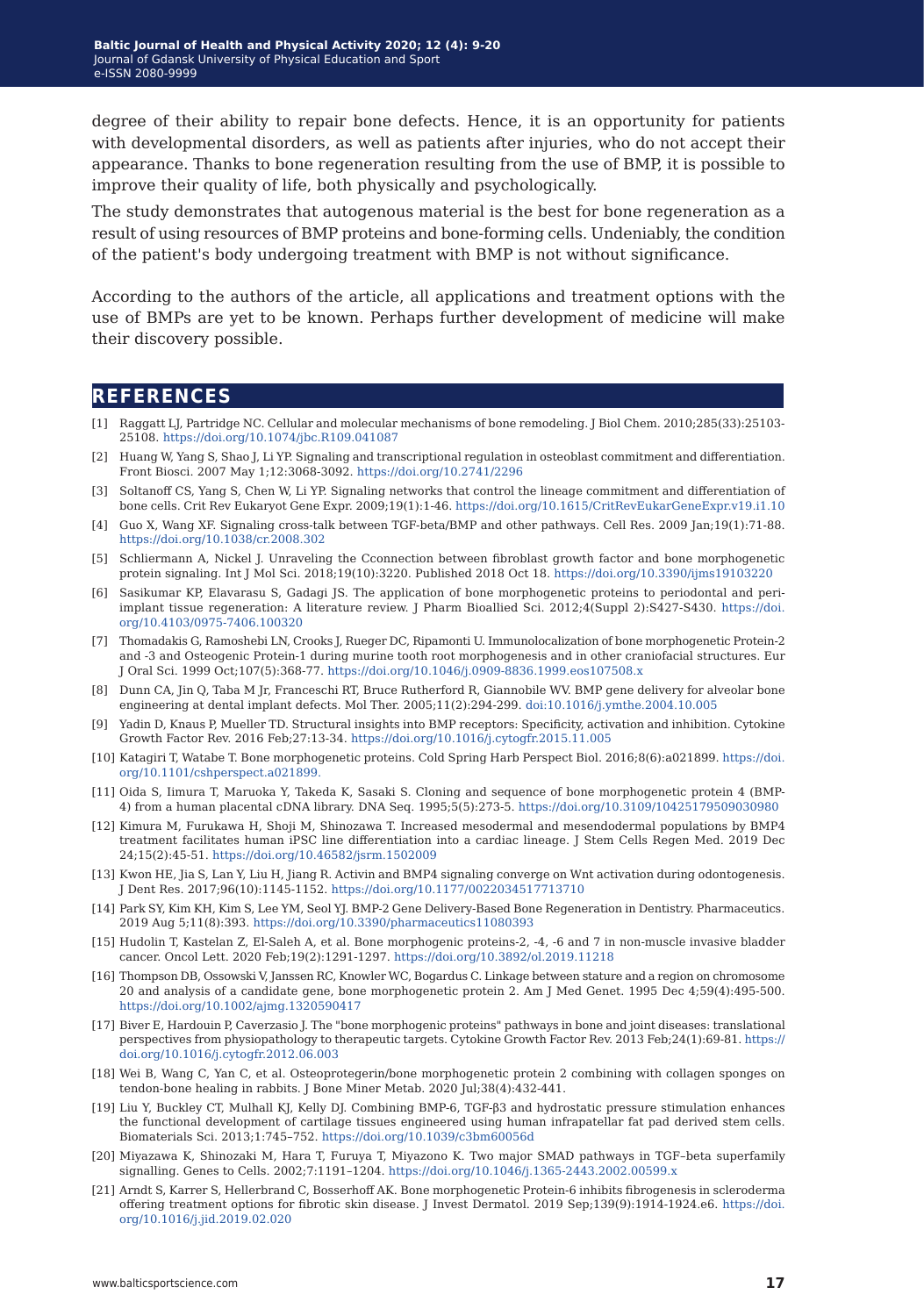degree of their ability to repair bone defects. Hence, it is an opportunity for patients with developmental disorders, as well as patients after injuries, who do not accept their appearance. Thanks to bone regeneration resulting from the use of BMP, it is possible to improve their quality of life, both physically and psychologically.

The study demonstrates that autogenous material is the best for bone regeneration as a result of using resources of BMP proteins and bone-forming cells. Undeniably, the condition of the patient's body undergoing treatment with BMP is not without significance.

According to the authors of the article, all applications and treatment options with the use of BMPs are yet to be known. Perhaps further development of medicine will make their discovery possible.

## REFERENCES

[1] Raggatt LJ, Partridge NC. Cellular and molecular mechanisms of bone remodeling. J Biol Chem. 2010;285(33):25103-25108. https://doi.org/10.1074/jbc.R109.041087

[2] Huang W, Yang S, Shao J, Li YP. Signaling and transcriptional regulation in osteoblast commitment and differentiation. Front Biosci. 2007 May 1;12:3068-3092. https://doi.org/10.2741/2296

[3] Soltanoff CS, Yang S, Chen W, Li YP. Signaling networks that control the lineage commitment and differentiation of bone cells. Crit Rev Eukaryot Gene Expr. 2009;19(1):1-46. https://doi.org/10.1615/CritRevEukarGeneExpr.v19.i1.10

[4] Guo X, Wang XF. Signaling cross-talk between TGF-beta/BMP and other pathways. Cell Res. 2009 Jan;19(1):71-88. https://doi.org/10.1038/cr.2008.302

[5] Schliermann A, Nickel J. Unraveling the Cconnection between fibroblast growth factor and bone morphogenetic protein signaling. Int J Mol Sci. 2018;19(10):3220. Published 2018 Oct 18. https://doi.org/10.3390/ijms19103220

[6] Sasikumar KP, Elavarasu S, Gadagi JS. The application of bone morphogenetic proteins to periodontal and peri-implant tissue regeneration: A literature review. J Pharm Bioallied Sci. 2012;4(Suppl 2):S427-S430. https://doi.org/10.4103/0975-7406.100320

[7] Thomadakis G, Ramoshebi LN, Crooks J, Rueger DC, Ripamonti U. Immunolocalization of bone morphogenetic Protein-2 and -3 and Osteogenic Protein-1 during murine tooth root morphogenesis and in other craniofacial structures. Eur J Oral Sci. 1999 Oct;107(5):368-77. https://doi.org/10.1046/j.0909-8836.1999.eos107508.x

[8] Dunn CA, Jin Q, Taba M Jr, Franceschi RT, Bruce Rutherford R, Giannobile WV. BMP gene delivery for alveolar bone engineering at dental implant defects. Mol Ther. 2005;11(2):294-299. doi:10.1016/j.ymthe.2004.10.005

[9] Yadin D, Knaus P, Mueller TD. Structural insights into BMP receptors: Specificity, activation and inhibition. Cytokine Growth Factor Rev. 2016 Feb;27:13-34. https://doi.org/10.1016/j.cytogfr.2015.11.005

[10] Katagiri T, Watabe T. Bone morphogenetic proteins. Cold Spring Harb Perspect Biol. 2016;8(6):a021899. https://doi.org/10.1101/cshperspect.a021899.

[11] Oida S, Iimura T, Maruoka Y, Takeda K, Sasaki S. Cloning and sequence of bone morphogenetic protein 4 (BMP-4) from a human placental cDNA library. DNA Seq. 1995;5(5):273-5. https://doi.org/10.3109/10425179509030980

[12] Kimura M, Furukawa H, Shoji M, Shinozawa T. Increased mesodermal and mesendodermal populations by BMP4 treatment facilitates human iPSC line differentiation into a cardiac lineage. J Stem Cells Regen Med. 2019 Dec 24;15(2):45-51. https://doi.org/10.46582/jsrm.1502009

[13] Kwon HE, Jia S, Lan Y, Liu H, Jiang R. Activin and BMP4 signaling converge on Wnt activation during odontogenesis. J Dent Res. 2017;96(10):1145-1152. https://doi.org/10.1177/0022034517713710

[14] Park SY, Kim KH, Kim S, Lee YM, Seol YJ. BMP-2 Gene Delivery-Based Bone Regeneration in Dentistry. Pharmaceutics. 2019 Aug 5;11(8):393. https://doi.org/10.3390/pharmaceutics11080393

[15] Hudolin T, Kastelan Z, El-Saleh A, et al. Bone morphogenic proteins-2, -4, -6 and 7 in non-muscle invasive bladder cancer. Oncol Lett. 2020 Feb;19(2):1291-1297. https://doi.org/10.3892/ol.2019.11218

[16] Thompson DB, Ossowski V, Janssen RC, Knowler WC, Bogardus C. Linkage between stature and a region on chromosome 20 and analysis of a candidate gene, bone morphogenetic protein 2. Am J Med Genet. 1995 Dec 4;59(4):495-500. https://doi.org/10.1002/ajmg.1320590417

[17] Biver E, Hardouin P, Caverzasio J. The "bone morphogenic proteins" pathways in bone and joint diseases: translational perspectives from physiopathology to therapeutic targets. Cytokine Growth Factor Rev. 2013 Feb;24(1):69-81. https://doi.org/10.1016/j.cytogfr.2012.06.003

[18] Wei B, Wang C, Yan C, et al. Osteoprotegerin/bone morphogenetic protein 2 combining with collagen sponges on tendon-bone healing in rabbits. J Bone Miner Metab. 2020 Jul;38(4):432-441.

[19] Liu Y, Buckley CT, Mulhall KJ, Kelly DJ. Combining BMP-6, TGF-β3 and hydrostatic pressure stimulation enhances the functional development of cartilage tissues engineered using human infrapatellar fat pad derived stem cells. Biomaterials Sci. 2013;1:745–752. https://doi.org/10.1039/c3bm60056d

[20] Miyazawa K, Shinozaki M, Hara T, Furuya T, Miyazono K. Two major SMAD pathways in TGF–beta superfamily signalling. Genes to Cells. 2002;7:1191–1204. https://doi.org/10.1046/j.1365-2443.2002.00599.x

[21] Arndt S, Karrer S, Hellerbrand C, Bosserhoff AK. Bone morphogenetic Protein-6 inhibits fibrogenesis in scleroderma offering treatment options for fibrotic skin disease. J Invest Dermatol. 2019 Sep;139(9):1914-1924.e6. https://doi.org/10.1016/j.jid.2019.02.020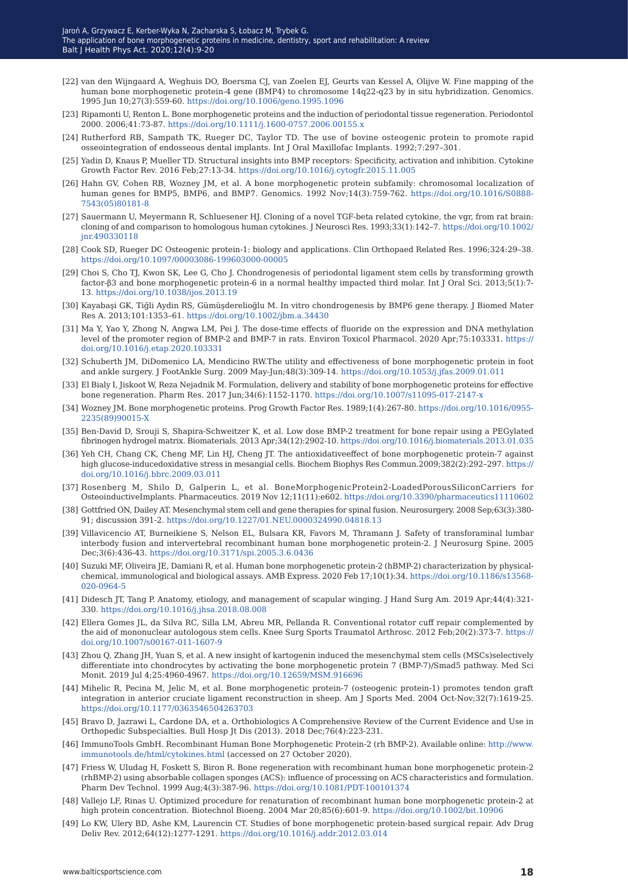[22] van den Wijngaard A, Weghuis DO, Boersma CJ, van Zoelen EJ, Geurts van Kessel A, Olijve W. Fine mapping of the human bone morphogenetic protein-4 gene (BMP4) to chromosome 14q22-q23 by in situ hybridization. Genomics. 1995 Jun 10;27(3):559-60. https://doi.org/10.1006/geno.1995.1096

[23] Ripamonti U, Renton L. Bone morphogenetic proteins and the induction of periodontal tissue regeneration. Periodontol 2000. 2006;41:73-87. https://doi.org/10.1111/j.1600-0757.2006.00155.x

[24] Rutherford RB, Sampath TK, Rueger DC, Taylor TD. The use of bovine osteogenic protein to promote rapid osseointegration of endosseous dental implants. Int J Oral Maxillofac Implants. 1992;7:297–301.

[25] Yadin D, Knaus P, Mueller TD. Structural insights into BMP receptors: Specificity, activation and inhibition. Cytokine Growth Factor Rev. 2016 Feb;27:13-34. https://doi.org/10.1016/j.cytogfr.2015.11.005

[26] Hahn GV, Cohen RB, Wozney JM, et al. A bone morphogenetic protein subfamily: chromosomal localization of human genes for BMP5, BMP6, and BMP7. Genomics. 1992 Nov;14(3):759-762. https://doi.org/10.1016/S0888-7543(05)80181-8

[27] Sauermann U, Meyermann R, Schluesener HJ. Cloning of a novel TGF-beta related cytokine, the vgr, from rat brain: cloning of and comparison to homologous human cytokines. J Neurosci Res. 1993;33(1):142–7. https://doi.org/10.1002/jnr.490330118

[28] Cook SD, Rueger DC Osteogenic protein-1: biology and applications. Clin Orthopaed Related Res. 1996;324:29–38. https://doi.org/10.1097/00003086-199603000-00005

[29] Choi S, Cho TJ, Kwon SK, Lee G, Cho J. Chondrogenesis of periodontal ligament stem cells by transforming growth factor-β3 and bone morphogenetic protein-6 in a normal healthy impacted third molar. Int J Oral Sci. 2013;5(1):7-13. https://doi.org/10.1038/ijos.2013.19

[30] Kayabaşi GK, Tiğli Aydin RS, Gümüşderelioğlu M. In vitro chondrogenesis by BMP6 gene therapy. J Biomed Mater Res A. 2013;101:1353–61. https://doi.org/10.1002/jbm.a.34430

[31] Ma Y, Yao Y, Zhong N, Angwa LM, Pei J. The dose-time effects of fluoride on the expression and DNA methylation level of the promoter region of BMP-2 and BMP-7 in rats. Environ Toxicol Pharmacol. 2020 Apr;75:103331. https://doi.org/10.1016/j.etap.2020.103331

[32] Schuberth JM, DiDomenico LA, Mendicino RW.The utility and effectiveness of bone morphogenetic protein in foot and ankle surgery. J FootAnkle Surg. 2009 May-Jun;48(3):309-14. https://doi.org/10.1053/j.jfas.2009.01.011

[33] El Bialy I, Jiskoot W, Reza Nejadnik M. Formulation, delivery and stability of bone morphogenetic proteins for effective bone regeneration. Pharm Res. 2017 Jun;34(6):1152-1170. https://doi.org/10.1007/s11095-017-2147-x

[34] Wozney JM. Bone morphogenetic proteins. Prog Growth Factor Res. 1989;1(4):267-80. https://doi.org/10.1016/0955-2235(89)90015-X

[35] Ben-David D, Srouji S, Shapira-Schweitzer K, et al. Low dose BMP-2 treatment for bone repair using a PEGylated fibrinogen hydrogel matrix. Biomaterials. 2013 Apr;34(12):2902-10. https://doi.org/10.1016/j.biomaterials.2013.01.035

[36] Yeh CH, Chang CK, Cheng MF, Lin HJ, Cheng JT. The antioxidativeeffect of bone morphogenetic protein-7 against high glucose-inducedoxidative stress in mesangial cells. Biochem Biophys Res Commun.2009;382(2):292–297. https://doi.org/10.1016/j.bbrc.2009.03.011

[37] Rosenberg M, Shilo D, Galperin L, et al. BoneMorphogenicProtein2-LoadedPorousSiliconCarriers for OsteoinductiveImplants. Pharmaceutics. 2019 Nov 12;11(11):e602. https://doi.org/10.3390/pharmaceutics11110602

[38] Gottfried ON, Dailey AT. Mesenchymal stem cell and gene therapies for spinal fusion. Neurosurgery. 2008 Sep;63(3):380-91; discussion 391-2. https://doi.org/10.1227/01.NEU.0000324990.04818.13

[39] Villavicencio AT, Burneikiene S, Nelson EL, Bulsara KR, Favors M, Thramann J. Safety of transforaminal lumbar interbody fusion and intervertebral recombinant human bone morphogenetic protein-2. J Neurosurg Spine. 2005 Dec;3(6):436-43. https://doi.org/10.3171/spi.2005.3.6.0436

[40] Suzuki MF, Oliveira JE, Damiani R, et al. Human bone morphogenetic protein-2 (hBMP-2) characterization by physical-chemical, immunological and biological assays. AMB Express. 2020 Feb 17;10(1):34. https://doi.org/10.1186/s13568-020-0964-5

[41] Didesch JT, Tang P. Anatomy, etiology, and management of scapular winging. J Hand Surg Am. 2019 Apr;44(4):321-330. https://doi.org/10.1016/j.jhsa.2018.08.008

[42] Ellera Gomes JL, da Silva RC, Silla LM, Abreu MR, Pellanda R. Conventional rotator cuff repair complemented by the aid of mononuclear autologous stem cells. Knee Surg Sports Traumatol Arthrosc. 2012 Feb;20(2):373-7. https://doi.org/10.1007/s00167-011-1607-9

[43] Zhou Q, Zhang JH, Yuan S, et al. A new insight of kartogenin induced the mesenchymal stem cells (MSCs)selectively differentiate into chondrocytes by activating the bone morphogenetic protein 7 (BMP-7)/Smad5 pathway. Med Sci Monit. 2019 Jul 4;25:4960-4967. https://doi.org/10.12659/MSM.916696

[44] Mihelic R, Pecina M, Jelic M, et al. Bone morphogenetic protein-7 (osteogenic protein-1) promotes tendon graft integration in anterior cruciate ligament reconstruction in sheep. Am J Sports Med. 2004 Oct-Nov;32(7):1619-25. https://doi.org/10.1177/0363546504263703

[45] Bravo D, Jazrawi L, Cardone DA, et a. Orthobiologics A Comprehensive Review of the Current Evidence and Use in Orthopedic Subspecialties. Bull Hosp Jt Dis (2013). 2018 Dec;76(4):223-231.

[46] ImmunoTools GmbH. Recombinant Human Bone Morphogenetic Protein-2 (rh BMP-2). Available online: http://www.immunotools.de/html/cytokines.html (accessed on 27 October 2020).

[47] Friess W, Uludag H, Foskett S, Biron R. Bone regeneration with recombinant human bone morphogenetic protein-2 (rhBMP-2) using absorbable collagen sponges (ACS): influence of processing on ACS characteristics and formulation. Pharm Dev Technol. 1999 Aug;4(3):387-96. https://doi.org/10.1081/PDT-100101374

[48] Vallejo LF, Rinas U. Optimized procedure for renaturation of recombinant human bone morphogenetic protein-2 at high protein concentration. Biotechnol Bioeng. 2004 Mar 20;85(6):601-9. https://doi.org/10.1002/bit.10906

[49] Lo KW, Ulery BD, Ashe KM, Laurencin CT. Studies of bone morphogenetic protein-based surgical repair. Adv Drug Deliv Rev. 2012;64(12):1277-1291. https://doi.org/10.1016/j.addr.2012.03.014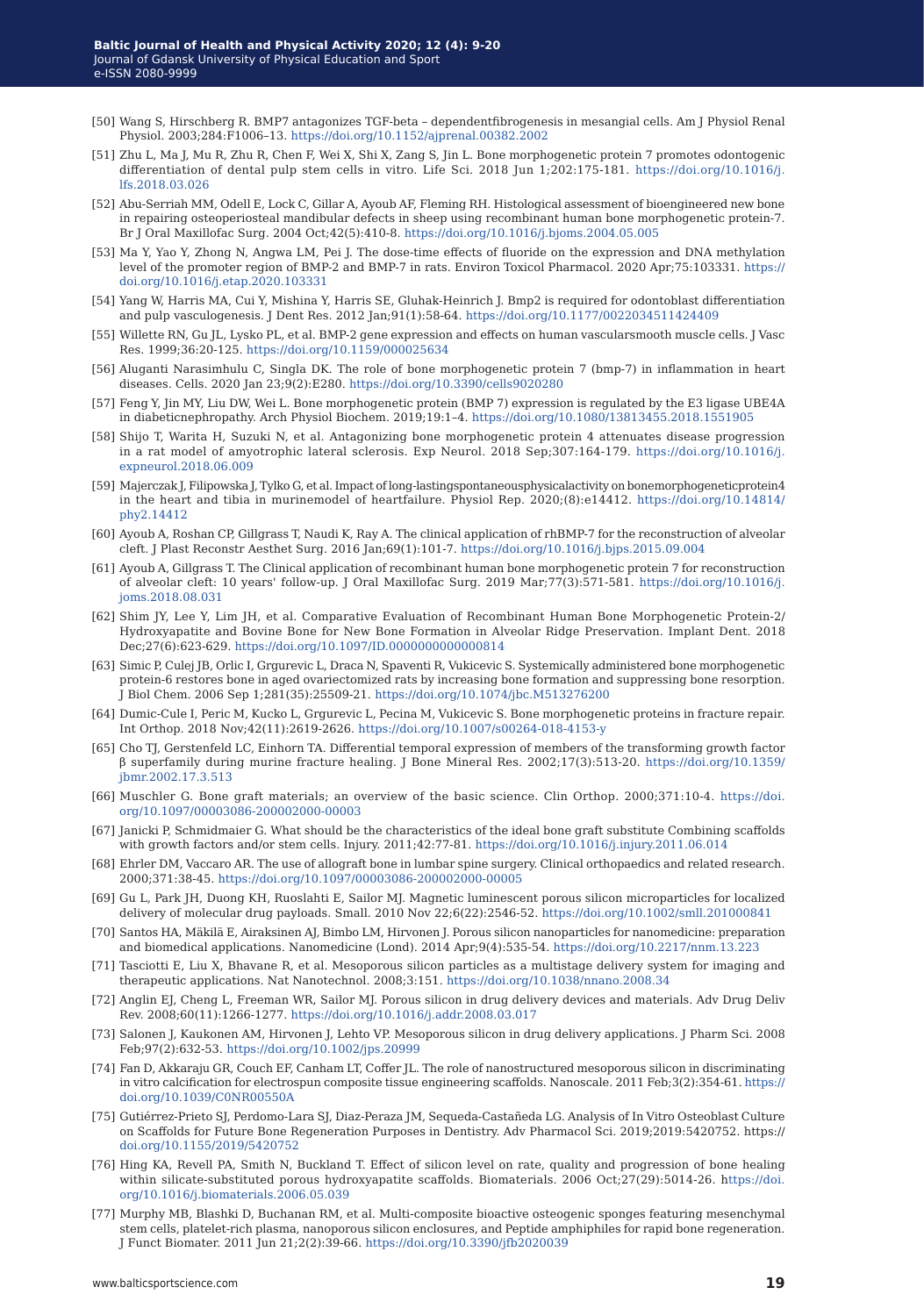[50] Wang S, Hirschberg R. BMP7 antagonizes TGF-beta – dependentfibrogenesis in mesangial cells. Am J Physiol Renal Physiol. 2003;284:F1006–13. https://doi.org/10.1152/ajprenal.00382.2002

[51] Zhu L, Ma J, Mu R, Zhu R, Chen F, Wei X, Shi X, Zang S, Jin L. Bone morphogenetic protein 7 promotes odontogenic differentiation of dental pulp stem cells in vitro. Life Sci. 2018 Jun 1;202:175-181. https://doi.org/10.1016/j.lfs.2018.03.026

[52] Abu-Serriah MM, Odell E, Lock C, Gillar A, Ayoub AF, Fleming RH. Histological assessment of bioengineered new bone in repairing osteoperiosteal mandibular defects in sheep using recombinant human bone morphogenetic protein-7. Br J Oral Maxillofac Surg. 2004 Oct;42(5):410-8. https://doi.org/10.1016/j.bjoms.2004.05.005

[53] Ma Y, Yao Y, Zhong N, Angwa LM, Pei J. The dose-time effects of fluoride on the expression and DNA methylation level of the promoter region of BMP-2 and BMP-7 in rats. Environ Toxicol Pharmacol. 2020 Apr;75:103331. https://doi.org/10.1016/j.etap.2020.103331

[54] Yang W, Harris MA, Cui Y, Mishina Y, Harris SE, Gluhak-Heinrich J. Bmp2 is required for odontoblast differentiation and pulp vasculogenesis. J Dent Res. 2012 Jan;91(1):58-64. https://doi.org/10.1177/0022034511424409

[55] Willette RN, Gu JL, Lysko PL, et al. BMP-2 gene expression and effects on human vascularsmooth muscle cells. J Vasc Res. 1999;36:20-125. https://doi.org/10.1159/000025634

[56] Aluganti Narasimhulu C, Singla DK. The role of bone morphogenetic protein 7 (bmp-7) in inflammation in heart diseases. Cells. 2020 Jan 23;9(2):E280. https://doi.org/10.3390/cells9020280

[57] Feng Y, Jin MY, Liu DW, Wei L. Bone morphogenetic protein (BMP 7) expression is regulated by the E3 ligase UBE4A in diabeticnephropathy. Arch Physiol Biochem. 2019;19:1–4. https://doi.org/10.1080/13813455.2018.1551905

[58] Shijo T, Warita H, Suzuki N, et al. Antagonizing bone morphogenetic protein 4 attenuates disease progression in a rat model of amyotrophic lateral sclerosis. Exp Neurol. 2018 Sep;307:164-179. https://doi.org/10.1016/j.expneurol.2018.06.009

[59] Majerczak J, Filipowska J, Tylko G, et al. Impact of long-lastingspontaneousphysicalactivity on bonemorphogeneticprotein4 in the heart and tibia in murinemodel of heartfailure. Physiol Rep. 2020;(8):e14412. https://doi.org/10.14814/phy2.14412

[60] Ayoub A, Roshan CP, Gillgrass T, Naudi K, Ray A. The clinical application of rhBMP-7 for the reconstruction of alveolar cleft. J Plast Reconstr Aesthet Surg. 2016 Jan;69(1):101-7. https://doi.org/10.1016/j.bjps.2015.09.004

[61] Ayoub A, Gillgrass T. The Clinical application of recombinant human bone morphogenetic protein 7 for reconstruction of alveolar cleft: 10 years' follow-up. J Oral Maxillofac Surg. 2019 Mar;77(3):571-581. https://doi.org/10.1016/j.joms.2018.08.031

[62] Shim JY, Lee Y, Lim JH, et al. Comparative Evaluation of Recombinant Human Bone Morphogenetic Protein-2/ Hydroxyapatite and Bovine Bone for New Bone Formation in Alveolar Ridge Preservation. Implant Dent. 2018 Dec;27(6):623-629. https://doi.org/10.1097/ID.0000000000000814

[63] Simic P, Culej JB, Orlic I, Grgurevic L, Draca N, Spaventi R, Vukicevic S. Systemically administered bone morphogenetic protein-6 restores bone in aged ovariectomized rats by increasing bone formation and suppressing bone resorption. J Biol Chem. 2006 Sep 1;281(35):25509-21. https://doi.org/10.1074/jbc.M513276200

[64] Dumic-Cule I, Peric M, Kucko L, Grgurevic L, Pecina M, Vukicevic S. Bone morphogenetic proteins in fracture repair. Int Orthop. 2018 Nov;42(11):2619-2626. https://doi.org/10.1007/s00264-018-4153-y

[65] Cho TJ, Gerstenfeld LC, Einhorn TA. Differential temporal expression of members of the transforming growth factor β superfamily during murine fracture healing. J Bone Mineral Res. 2002;17(3):513-20. https://doi.org/10.1359/jbmr.2002.17.3.513

[66] Muschler G. Bone graft materials; an overview of the basic science. Clin Orthop. 2000;371:10-4. https://doi.org/10.1097/00003086-200002000-00003

[67] Janicki P, Schmidmaier G. What should be the characteristics of the ideal bone graft substitute Combining scaffolds with growth factors and/or stem cells. Injury. 2011;42:77-81. https://doi.org/10.1016/j.injury.2011.06.014

[68] Ehrler DM, Vaccaro AR. The use of allograft bone in lumbar spine surgery. Clinical orthopaedics and related research. 2000;371:38-45. https://doi.org/10.1097/00003086-200002000-00005

[69] Gu L, Park JH, Duong KH, Ruoslahti E, Sailor MJ. Magnetic luminescent porous silicon microparticles for localized delivery of molecular drug payloads. Small. 2010 Nov 22;6(22):2546-52. https://doi.org/10.1002/smll.201000841

[70] Santos HA, Mäkilä E, Airaksinen AJ, Bimbo LM, Hirvonen J. Porous silicon nanoparticles for nanomedicine: preparation and biomedical applications. Nanomedicine (Lond). 2014 Apr;9(4):535-54. https://doi.org/10.2217/nnm.13.223

[71] Tasciotti E, Liu X, Bhavane R, et al. Mesoporous silicon particles as a multistage delivery system for imaging and therapeutic applications. Nat Nanotechnol. 2008;3:151. https://doi.org/10.1038/nnano.2008.34

[72] Anglin EJ, Cheng L, Freeman WR, Sailor MJ. Porous silicon in drug delivery devices and materials. Adv Drug Deliv Rev. 2008;60(11):1266-1277. https://doi.org/10.1016/j.addr.2008.03.017

[73] Salonen J, Kaukonen AM, Hirvonen J, Lehto VP. Mesoporous silicon in drug delivery applications. J Pharm Sci. 2008 Feb;97(2):632-53. https://doi.org/10.1002/jps.20999

[74] Fan D, Akkaraju GR, Couch EF, Canham LT, Coffer JL. The role of nanostructured mesoporous silicon in discriminating in vitro calcification for electrospun composite tissue engineering scaffolds. Nanoscale. 2011 Feb;3(2):354-61. https://doi.org/10.1039/C0NR00550A

[75] Gutiérrez-Prieto SJ, Perdomo-Lara SJ, Diaz-Peraza JM, Sequeda-Castañeda LG. Analysis of In Vitro Osteoblast Culture on Scaffolds for Future Bone Regeneration Purposes in Dentistry. Adv Pharmacol Sci. 2019;2019:5420752. https://doi.org/10.1155/2019/5420752

[76] Hing KA, Revell PA, Smith N, Buckland T. Effect of silicon level on rate, quality and progression of bone healing within silicate-substituted porous hydroxyapatite scaffolds. Biomaterials. 2006 Oct;27(29):5014-26. https://doi.org/10.1016/j.biomaterials.2006.05.039

[77] Murphy MB, Blashki D, Buchanan RM, et al. Multi-composite bioactive osteogenic sponges featuring mesenchymal stem cells, platelet-rich plasma, nanoporous silicon enclosures, and Peptide amphiphiles for rapid bone regeneration. J Funct Biomater. 2011 Jun 21;2(2):39-66. https://doi.org/10.3390/jfb2020039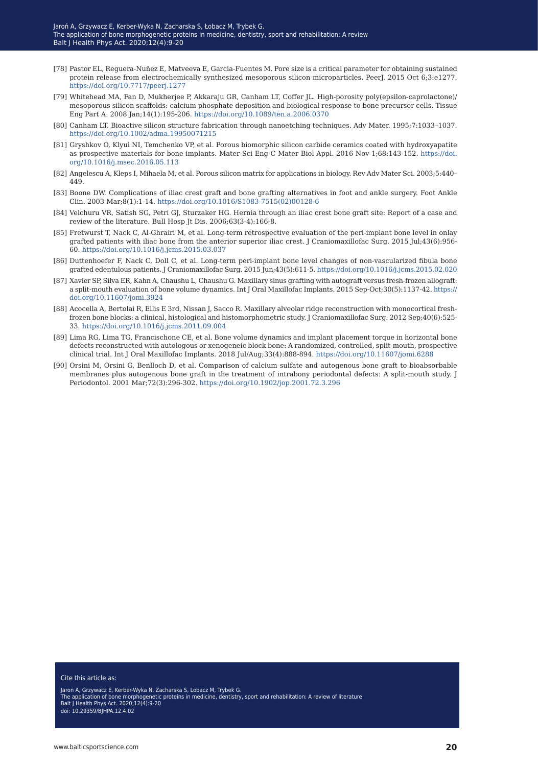[78] Pastor EL, Reguera-Nuñez E, Matveeva E, Garcia-Fuentes M. Pore size is a critical parameter for obtaining sustained protein release from electrochemically synthesized mesoporous silicon microparticles. PeerJ. 2015 Oct 6;3:e1277. https://doi.org/10.7717/peerj.1277

[79] Whitehead MA, Fan D, Mukherjee P, Akkaraju GR, Canham LT, Coffer JL. High-porosity poly(epsilon-caprolactone)/mesoporous silicon scaffolds: calcium phosphate deposition and biological response to bone precursor cells. Tissue Eng Part A. 2008 Jan;14(1):195-206. https://doi.org/10.1089/ten.a.2006.0370

[80] Canham LT. Bioactive silicon structure fabrication through nanoetching techniques. Adv Mater. 1995;7:1033–1037. https://doi.org/10.1002/adma.19950071215

[81] Gryshkov O, Klyui NI, Temchenko VP, et al. Porous biomorphic silicon carbide ceramics coated with hydroxyapatite as prospective materials for bone implants. Mater Sci Eng C Mater Biol Appl. 2016 Nov 1;68:143-152. https://doi.org/10.1016/j.msec.2016.05.113

[82] Angelescu A, Kleps I, Mihaela M, et al. Porous silicon matrix for applications in biology. Rev Adv Mater Sci. 2003;5:440–449.

[83] Boone DW. Complications of iliac crest graft and bone grafting alternatives in foot and ankle surgery. Foot Ankle Clin. 2003 Mar;8(1):1-14. https://doi.org/10.1016/S1083-7515(02)00128-6

[84] Velchuru VR, Satish SG, Petri GJ, Sturzaker HG. Hernia through an iliac crest bone graft site: Report of a case and review of the literature. Bull Hosp Jt Dis. 2006;63(3-4):166-8.

[85] Fretwurst T, Nack C, Al-Ghrairi M, et al. Long-term retrospective evaluation of the peri-implant bone level in onlay grafted patients with iliac bone from the anterior superior iliac crest. J Craniomaxillofac Surg. 2015 Jul;43(6):956-60. https://doi.org/10.1016/j.jcms.2015.03.037

[86] Duttenhoefer F, Nack C, Doll C, et al. Long-term peri-implant bone level changes of non-vascularized fibula bone grafted edentulous patients. J Craniomaxillofac Surg. 2015 Jun;43(5):611-5. https://doi.org/10.1016/j.jcms.2015.02.020

[87] Xavier SP, Silva ER, Kahn A, Chaushu L, Chaushu G. Maxillary sinus grafting with autograft versus fresh-frozen allograft: a split-mouth evaluation of bone volume dynamics. Int J Oral Maxillofac Implants. 2015 Sep-Oct;30(5):1137-42. https://doi.org/10.11607/jomi.3924

[88] Acocella A, Bertolai R, Ellis E 3rd, Nissan J, Sacco R. Maxillary alveolar ridge reconstruction with monocortical fresh-frozen bone blocks: a clinical, histological and histomorphometric study. J Craniomaxillofac Surg. 2012 Sep;40(6):525-33. https://doi.org/10.1016/j.jcms.2011.09.004

[89] Lima RG, Lima TG, Francischone CE, et al. Bone volume dynamics and implant placement torque in horizontal bone defects reconstructed with autologous or xenogeneic block bone: A randomized, controlled, split-mouth, prospective clinical trial. Int J Oral Maxillofac Implants. 2018 Jul/Aug;33(4):888-894. https://doi.org/10.11607/jomi.6288

[90] Orsini M, Orsini G, Benlloch D, et al. Comparison of calcium sulfate and autogenous bone graft to bioabsorbable membranes plus autogenous bone graft in the treatment of intrabony periodontal defects: A split-mouth study. J Periodontol. 2001 Mar;72(3):296-302. https://doi.org/10.1902/jop.2001.72.3.296

Cite this article as:

Jaron A, Grzywacz E, Kerber-Wyka N, Zacharska S, Lobacz M, Trybek G.
The application of bone morphogenetic proteins in medicine, dentistry, sport and rehabilitation: A review of literature
Balt J Health Phys Act. 2020;12(4):9-20
doi: 10.29359/BJHPA.12.4.02